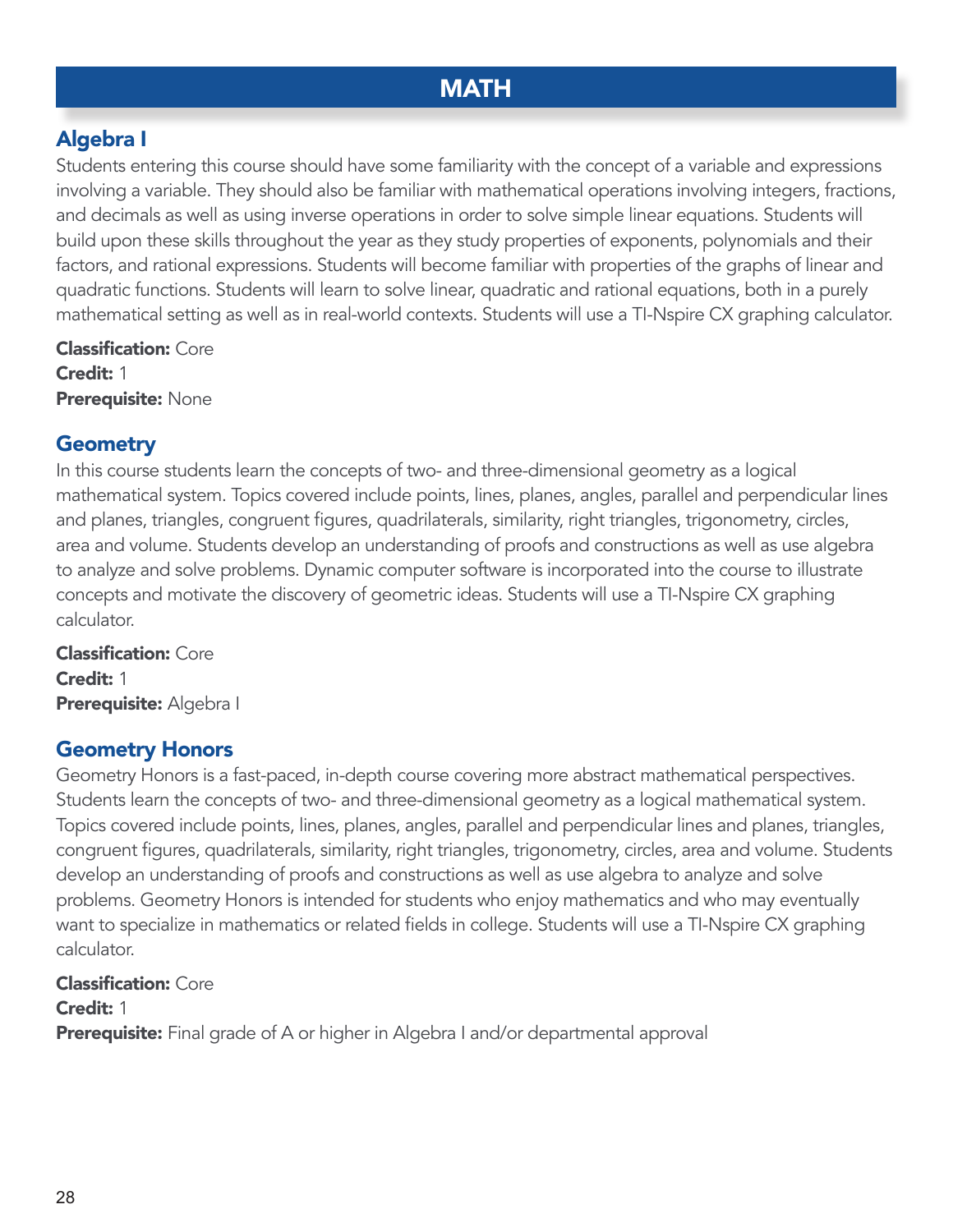# MATH

## Algebra I

Students entering this course should have some familiarity with the concept of a variable and expressions involving a variable. They should also be familiar with mathematical operations involving integers, fractions, and decimals as well as using inverse operations in order to solve simple linear equations. Students will build upon these skills throughout the year as they study properties of exponents, polynomials and their factors, and rational expressions. Students will become familiar with properties of the graphs of linear and quadratic functions. Students will learn to solve linear, quadratic and rational equations, both in a purely mathematical setting as well as in real-world contexts. Students will use a TI-Nspire CX graphing calculator.

**Classification:** Core
**Credit:** 1
**Prerequisite:** None

## Geometry

In this course students learn the concepts of two- and three-dimensional geometry as a logical mathematical system. Topics covered include points, lines, planes, angles, parallel and perpendicular lines and planes, triangles, congruent figures, quadrilaterals, similarity, right triangles, trigonometry, circles, area and volume. Students develop an understanding of proofs and constructions as well as use algebra to analyze and solve problems. Dynamic computer software is incorporated into the course to illustrate concepts and motivate the discovery of geometric ideas. Students will use a TI-Nspire CX graphing calculator.

**Classification:** Core
**Credit:** 1
**Prerequisite:** Algebra I

## Geometry Honors

Geometry Honors is a fast-paced, in-depth course covering more abstract mathematical perspectives. Students learn the concepts of two- and three-dimensional geometry as a logical mathematical system. Topics covered include points, lines, planes, angles, parallel and perpendicular lines and planes, triangles, congruent figures, quadrilaterals, similarity, right triangles, trigonometry, circles, area and volume. Students develop an understanding of proofs and constructions as well as use algebra to analyze and solve problems. Geometry Honors is intended for students who enjoy mathematics and who may eventually want to specialize in mathematics or related fields in college. Students will use a TI-Nspire CX graphing calculator.

**Classification:** Core
**Credit:** 1
**Prerequisite:** Final grade of A or higher in Algebra I and/or departmental approval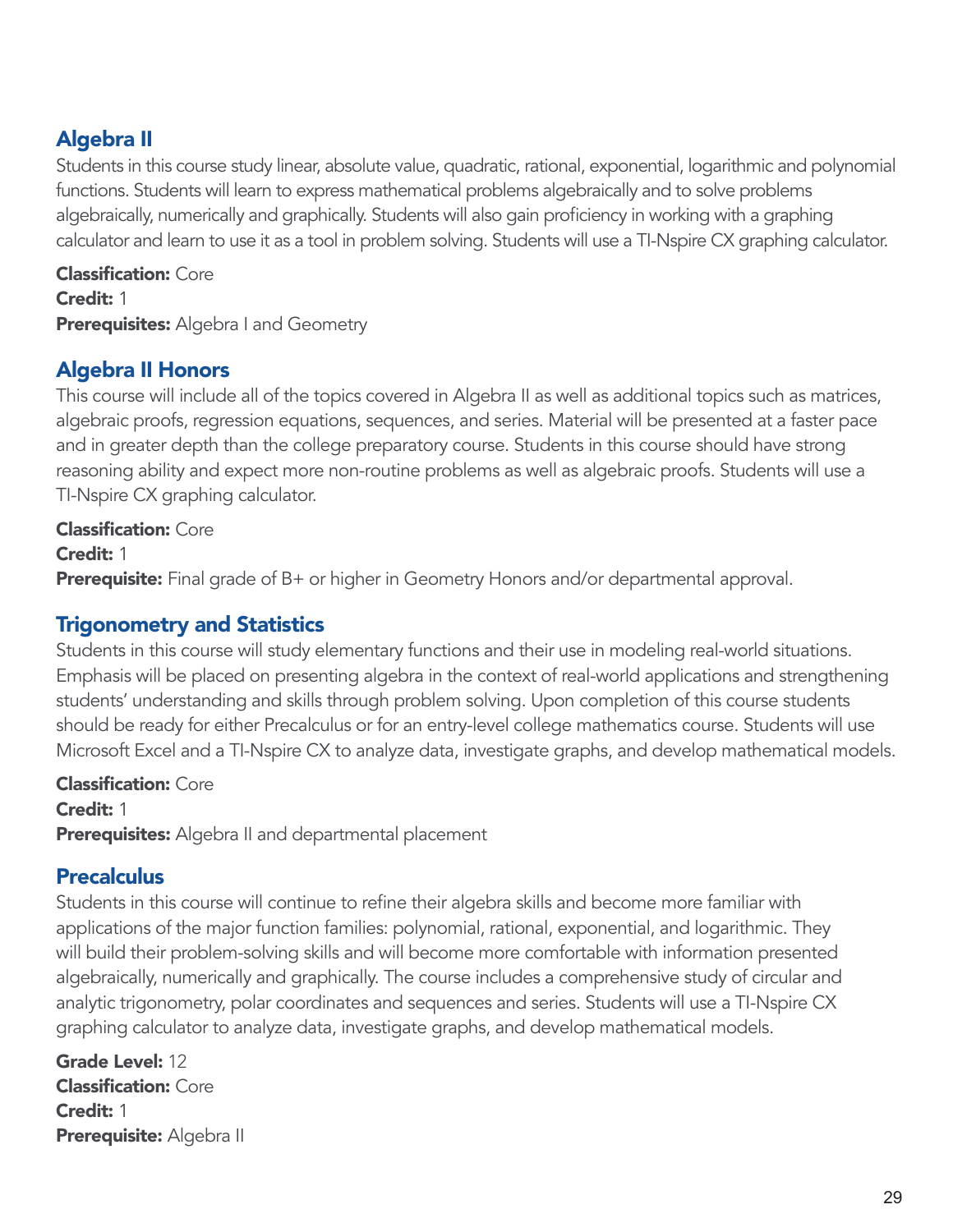## Algebra II

Students in this course study linear, absolute value, quadratic, rational, exponential, logarithmic and polynomial functions. Students will learn to express mathematical problems algebraically and to solve problems algebraically, numerically and graphically. Students will also gain proficiency in working with a graphing calculator and learn to use it as a tool in problem solving. Students will use a TI-Nspire CX graphing calculator.

**Classification:** Core
**Credit:** 1
**Prerequisites:** Algebra I and Geometry

## Algebra II Honors

This course will include all of the topics covered in Algebra II as well as additional topics such as matrices, algebraic proofs, regression equations, sequences, and series. Material will be presented at a faster pace and in greater depth than the college preparatory course. Students in this course should have strong reasoning ability and expect more non-routine problems as well as algebraic proofs. Students will use a TI-Nspire CX graphing calculator.

**Classification:** Core
**Credit:** 1
**Prerequisite:** Final grade of B+ or higher in Geometry Honors and/or departmental approval.

## Trigonometry and Statistics

Students in this course will study elementary functions and their use in modeling real-world situations. Emphasis will be placed on presenting algebra in the context of real-world applications and strengthening students' understanding and skills through problem solving. Upon completion of this course students should be ready for either Precalculus or for an entry-level college mathematics course. Students will use Microsoft Excel and a TI-Nspire CX to analyze data, investigate graphs, and develop mathematical models.

**Classification:** Core
**Credit:** 1
**Prerequisites:** Algebra II and departmental placement

## Precalculus

Students in this course will continue to refine their algebra skills and become more familiar with applications of the major function families: polynomial, rational, exponential, and logarithmic. They will build their problem-solving skills and will become more comfortable with information presented algebraically, numerically and graphically. The course includes a comprehensive study of circular and analytic trigonometry, polar coordinates and sequences and series. Students will use a TI-Nspire CX graphing calculator to analyze data, investigate graphs, and develop mathematical models.

**Grade Level:** 12
**Classification:** Core
**Credit:** 1
**Prerequisite:** Algebra II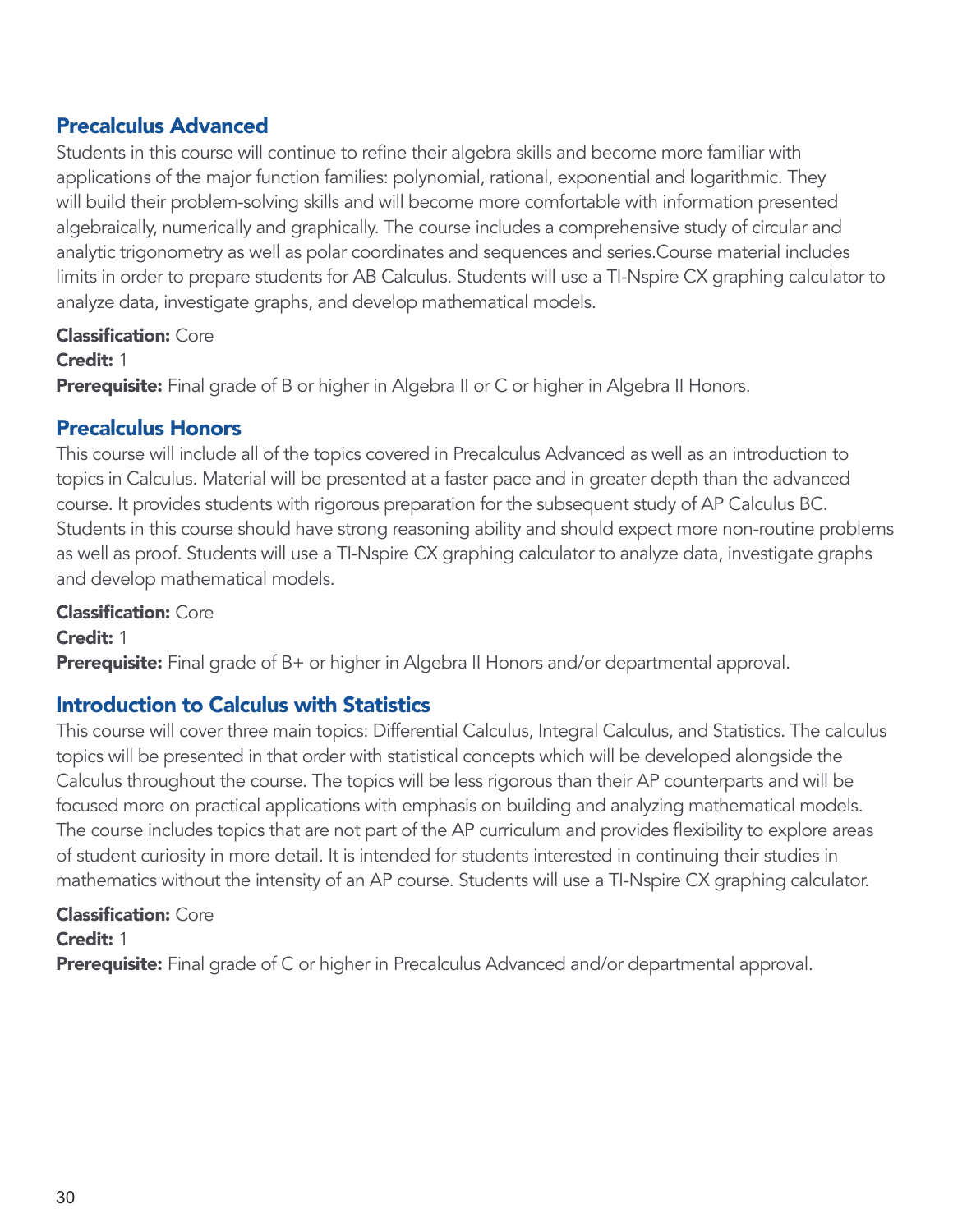## Precalculus Advanced

Students in this course will continue to refine their algebra skills and become more familiar with applications of the major function families: polynomial, rational, exponential and logarithmic. They will build their problem-solving skills and will become more comfortable with information presented algebraically, numerically and graphically. The course includes a comprehensive study of circular and analytic trigonometry as well as polar coordinates and sequences and series.Course material includes limits in order to prepare students for AB Calculus. Students will use a TI-Nspire CX graphing calculator to analyze data, investigate graphs, and develop mathematical models.

**Classification:** Core
**Credit:** 1
**Prerequisite:** Final grade of B or higher in Algebra II or C or higher in Algebra II Honors.

## Precalculus Honors

This course will include all of the topics covered in Precalculus Advanced as well as an introduction to topics in Calculus. Material will be presented at a faster pace and in greater depth than the advanced course. It provides students with rigorous preparation for the subsequent study of AP Calculus BC. Students in this course should have strong reasoning ability and should expect more non-routine problems as well as proof. Students will use a TI-Nspire CX graphing calculator to analyze data, investigate graphs and develop mathematical models.

**Classification:** Core
**Credit:** 1
**Prerequisite:** Final grade of B+ or higher in Algebra II Honors and/or departmental approval.

## Introduction to Calculus with Statistics

This course will cover three main topics: Differential Calculus, Integral Calculus, and Statistics. The calculus topics will be presented in that order with statistical concepts which will be developed alongside the Calculus throughout the course. The topics will be less rigorous than their AP counterparts and will be focused more on practical applications with emphasis on building and analyzing mathematical models. The course includes topics that are not part of the AP curriculum and provides flexibility to explore areas of student curiosity in more detail. It is intended for students interested in continuing their studies in mathematics without the intensity of an AP course. Students will use a TI-Nspire CX graphing calculator.

**Classification:** Core
**Credit:** 1
**Prerequisite:** Final grade of C or higher in Precalculus Advanced and/or departmental approval.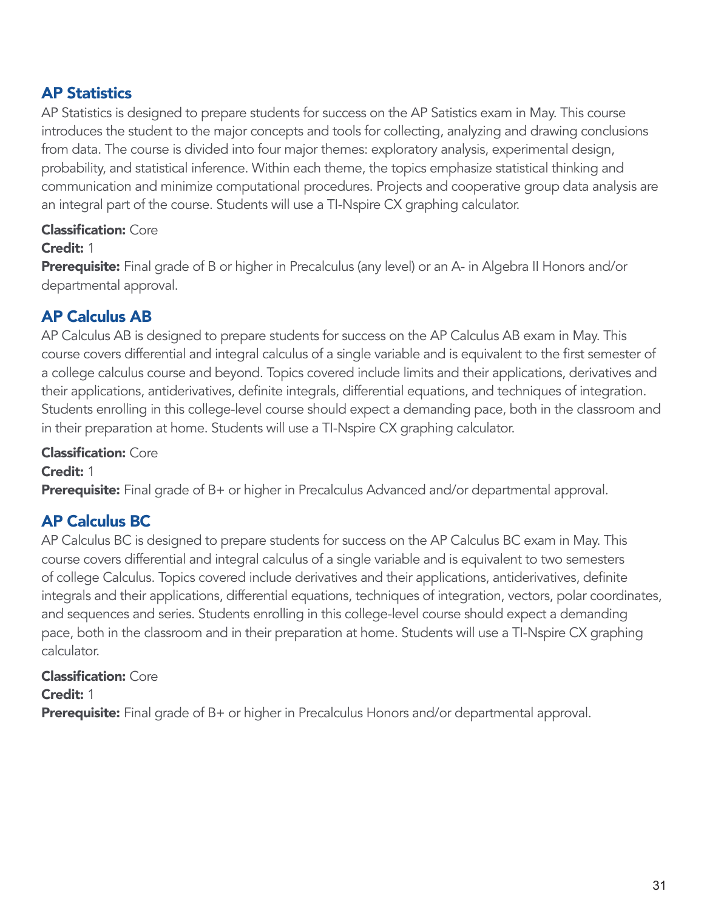## AP Statistics

AP Statistics is designed to prepare students for success on the AP Satistics exam in May. This course introduces the student to the major concepts and tools for collecting, analyzing and drawing conclusions from data. The course is divided into four major themes: exploratory analysis, experimental design, probability, and statistical inference. Within each theme, the topics emphasize statistical thinking and communication and minimize computational procedures. Projects and cooperative group data analysis are an integral part of the course. Students will use a TI-Nspire CX graphing calculator.

**Classification:** Core
**Credit:** 1
**Prerequisite:** Final grade of B or higher in Precalculus (any level) or an A- in Algebra II Honors and/or departmental approval.

## AP Calculus AB

AP Calculus AB is designed to prepare students for success on the AP Calculus AB exam in May. This course covers differential and integral calculus of a single variable and is equivalent to the first semester of a college calculus course and beyond. Topics covered include limits and their applications, derivatives and their applications, antiderivatives, definite integrals, differential equations, and techniques of integration. Students enrolling in this college-level course should expect a demanding pace, both in the classroom and in their preparation at home. Students will use a TI-Nspire CX graphing calculator.

**Classification:** Core
**Credit:** 1
**Prerequisite:** Final grade of B+ or higher in Precalculus Advanced and/or departmental approval.

## AP Calculus BC

AP Calculus BC is designed to prepare students for success on the AP Calculus BC exam in May. This course covers differential and integral calculus of a single variable and is equivalent to two semesters of college Calculus. Topics covered include derivatives and their applications, antiderivatives, definite integrals and their applications, differential equations, techniques of integration, vectors, polar coordinates, and sequences and series. Students enrolling in this college-level course should expect a demanding pace, both in the classroom and in their preparation at home. Students will use a TI-Nspire CX graphing calculator.

**Classification:** Core
**Credit:** 1
**Prerequisite:** Final grade of B+ or higher in Precalculus Honors and/or departmental approval.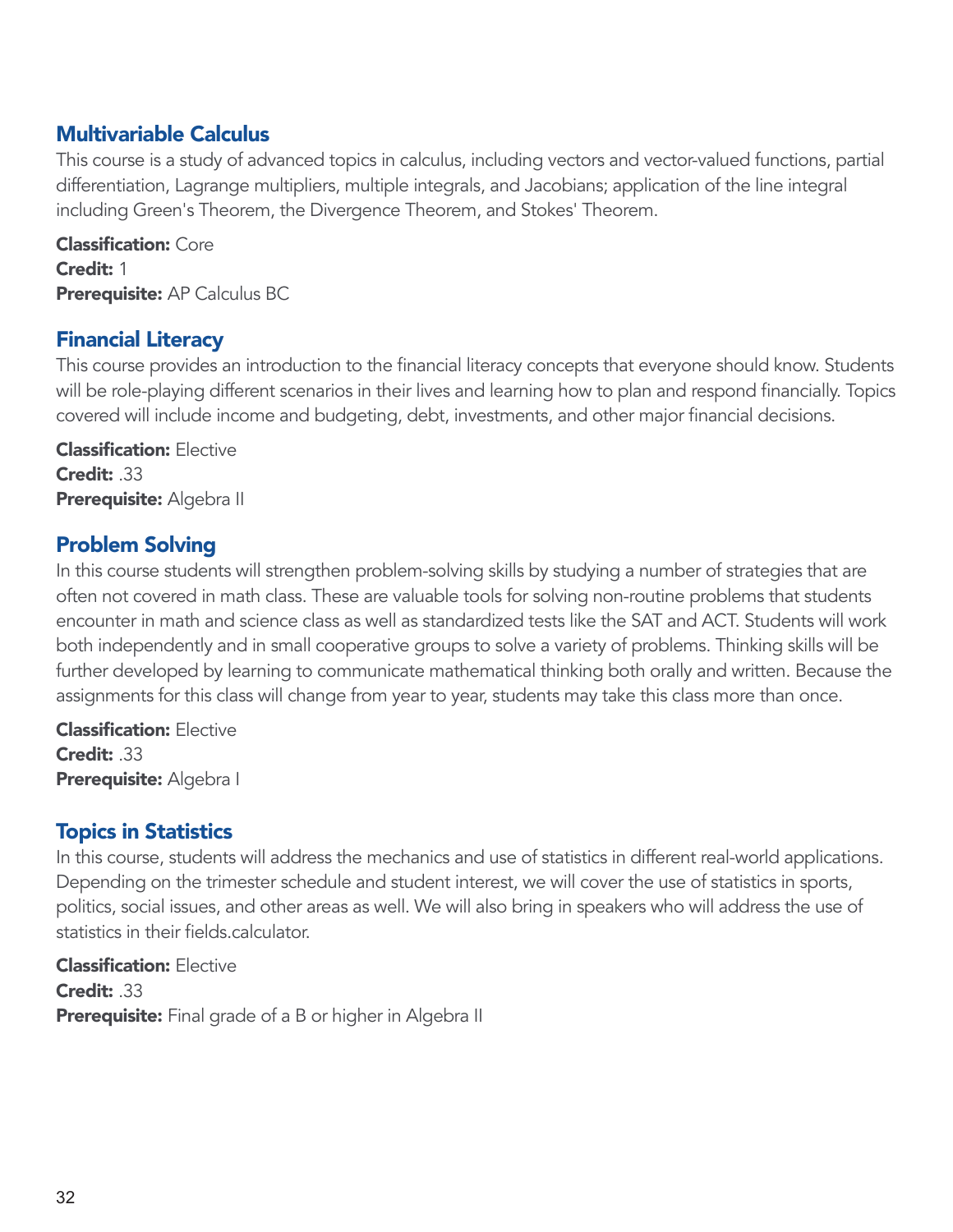## Multivariable Calculus

This course is a study of advanced topics in calculus, including vectors and vector-valued functions, partial differentiation, Lagrange multipliers, multiple integrals, and Jacobians; application of the line integral including Green's Theorem, the Divergence Theorem, and Stokes' Theorem.

**Classification:** Core
**Credit:** 1
**Prerequisite:** AP Calculus BC

## Financial Literacy

This course provides an introduction to the financial literacy concepts that everyone should know. Students will be role-playing different scenarios in their lives and learning how to plan and respond financially. Topics covered will include income and budgeting, debt, investments, and other major financial decisions.

**Classification:** Elective
**Credit:** .33
**Prerequisite:** Algebra II

## Problem Solving

In this course students will strengthen problem-solving skills by studying a number of strategies that are often not covered in math class. These are valuable tools for solving non-routine problems that students encounter in math and science class as well as standardized tests like the SAT and ACT. Students will work both independently and in small cooperative groups to solve a variety of problems. Thinking skills will be further developed by learning to communicate mathematical thinking both orally and written. Because the assignments for this class will change from year to year, students may take this class more than once.

**Classification:** Elective
**Credit:** .33
**Prerequisite:** Algebra I

## Topics in Statistics

In this course, students will address the mechanics and use of statistics in different real-world applications. Depending on the trimester schedule and student interest, we will cover the use of statistics in sports, politics, social issues, and other areas as well. We will also bring in speakers who will address the use of statistics in their fields.calculator.

**Classification:** Elective
**Credit:** .33
**Prerequisite:** Final grade of a B or higher in Algebra II